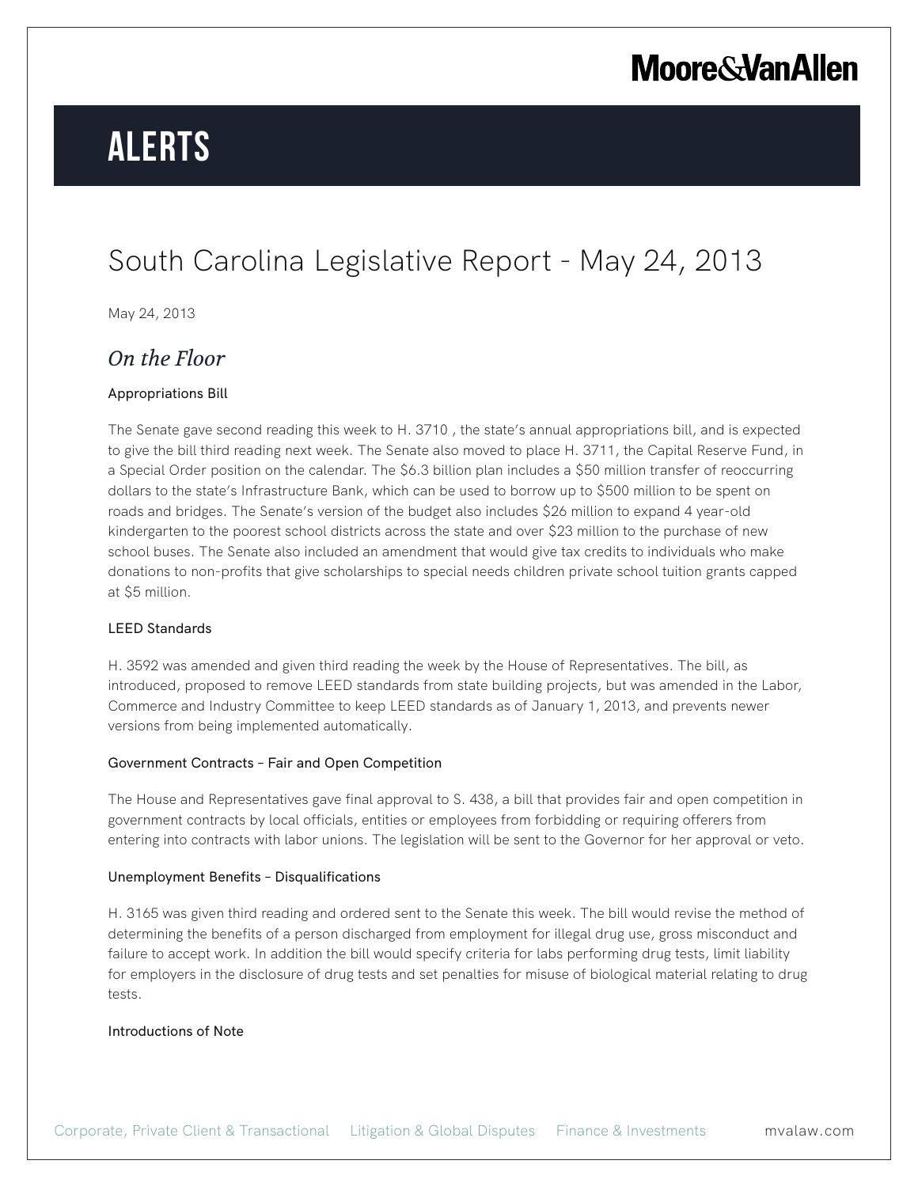# ALERTS

## South Carolina Legislative Report - May 24, 2013

May 24, 2013

### *On the Floor*

#### Appropriations Bill

The Senate gave second reading this week to H. 3710 , the state's annual appropriations bill, and is expected to give the bill third reading next week. The Senate also moved to place H. 3711, the Capital Reserve Fund, in a Special Order position on the calendar. The $6.3 billion plan includes a $50 million transfer of reoccurring dollars to the state's Infrastructure Bank, which can be used to borrow up to $500 million to be spent on roads and bridges. The Senate's version of the budget also includes $26 million to expand 4 year-old kindergarten to the poorest school districts across the state and over $23 million to the purchase of new school buses. The Senate also included an amendment that would give tax credits to individuals who make donations to non-profits that give scholarships to special needs children private school tuition grants capped at $5 million.

#### LEED Standards

H. 3592 was amended and given third reading the week by the House of Representatives. The bill, as introduced, proposed to remove LEED standards from state building projects, but was amended in the Labor, Commerce and Industry Committee to keep LEED standards as of January 1, 2013, and prevents newer versions from being implemented automatically.

#### Government Contracts – Fair and Open Competition

The House and Representatives gave final approval to S. 438, a bill that provides fair and open competition in government contracts by local officials, entities or employees from forbidding or requiring offerers from entering into contracts with labor unions. The legislation will be sent to the Governor for her approval or veto.

#### Unemployment Benefits – Disqualifications

H. 3165 was given third reading and ordered sent to the Senate this week. The bill would revise the method of determining the benefits of a person discharged from employment for illegal drug use, gross misconduct and failure to accept work. In addition the bill would specify criteria for labs performing drug tests, limit liability for employers in the disclosure of drug tests and set penalties for misuse of biological material relating to drug tests.

#### Introductions of Note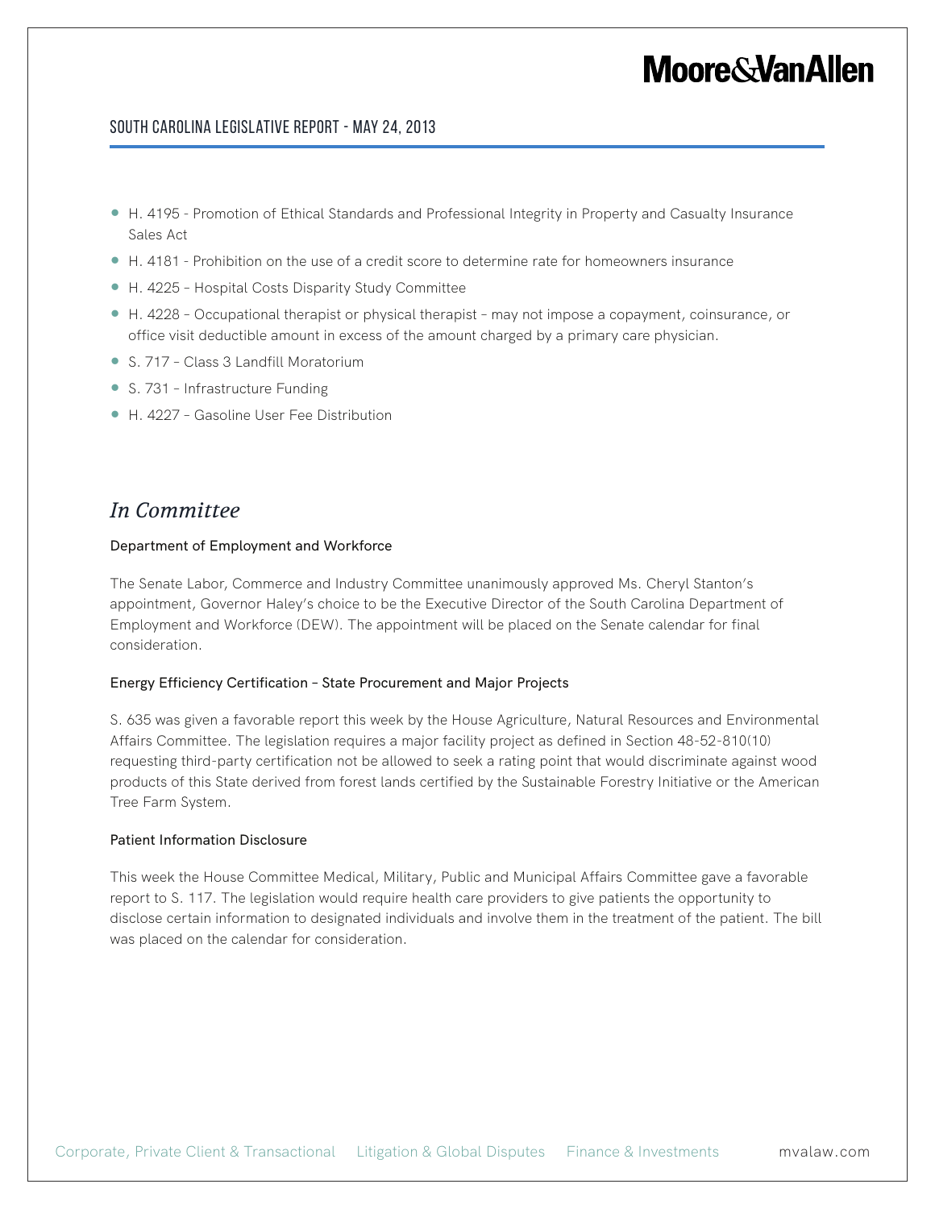- H. 4195 - Promotion of Ethical Standards and Professional Integrity in Property and Casualty Insurance Sales Act
- H. 4181 - Prohibition on the use of a credit score to determine rate for homeowners insurance
- H. 4225 – Hospital Costs Disparity Study Committee
- H. 4228 – Occupational therapist or physical therapist – may not impose a copayment, coinsurance, or office visit deductible amount in excess of the amount charged by a primary care physician.
- S. 717 – Class 3 Landfill Moratorium
- S. 731 – Infrastructure Funding
- H. 4227 – Gasoline User Fee Distribution

## *In Committee*

### Department of Employment and Workforce

The Senate Labor, Commerce and Industry Committee unanimously approved Ms. Cheryl Stanton's appointment, Governor Haley's choice to be the Executive Director of the South Carolina Department of Employment and Workforce (DEW). The appointment will be placed on the Senate calendar for final consideration.

### Energy Efficiency Certification – State Procurement and Major Projects

S. 635 was given a favorable report this week by the House Agriculture, Natural Resources and Environmental Affairs Committee. The legislation requires a major facility project as defined in Section 48-52-810(10) requesting third-party certification not be allowed to seek a rating point that would discriminate against wood products of this State derived from forest lands certified by the Sustainable Forestry Initiative or the American Tree Farm System.

### Patient Information Disclosure

This week the House Committee Medical, Military, Public and Municipal Affairs Committee gave a favorable report to S. 117. The legislation would require health care providers to give patients the opportunity to disclose certain information to designated individuals and involve them in the treatment of the patient. The bill was placed on the calendar for consideration.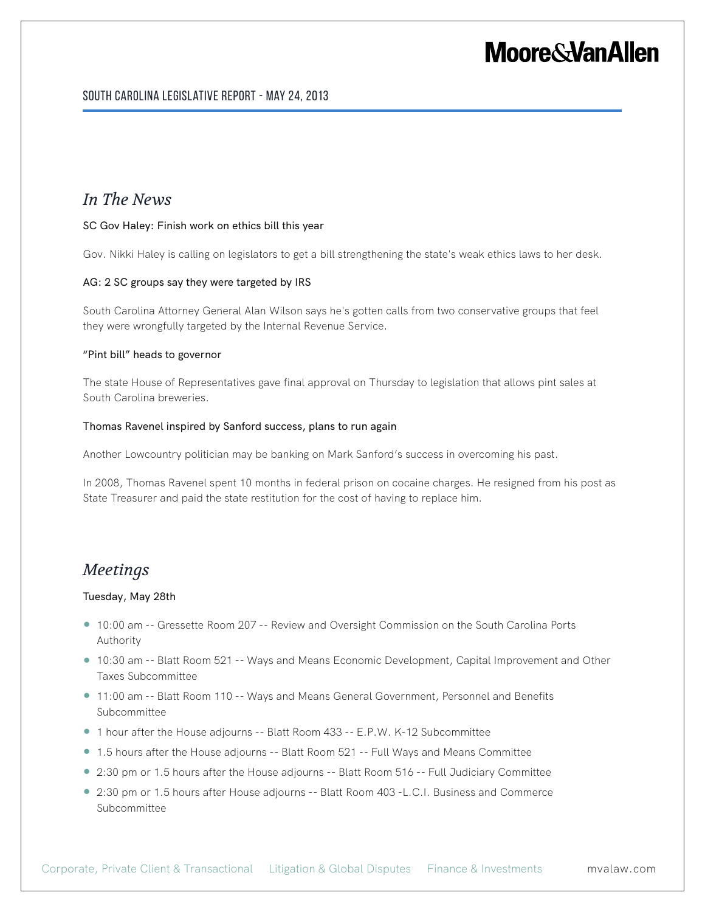## In The News

### SC Gov Haley: Finish work on ethics bill this year

Gov. Nikki Haley is calling on legislators to get a bill strengthening the state's weak ethics laws to her desk.

### AG: 2 SC groups say they were targeted by IRS

South Carolina Attorney General Alan Wilson says he's gotten calls from two conservative groups that feel they were wrongfully targeted by the Internal Revenue Service.

### "Pint bill" heads to governor

The state House of Representatives gave final approval on Thursday to legislation that allows pint sales at South Carolina breweries.

### Thomas Ravenel inspired by Sanford success, plans to run again

Another Lowcountry politician may be banking on Mark Sanford's success in overcoming his past.

In 2008, Thomas Ravenel spent 10 months in federal prison on cocaine charges. He resigned from his post as State Treasurer and paid the state restitution for the cost of having to replace him.

## Meetings

### Tuesday, May 28th

- 10:00 am -- Gressette Room 207 -- Review and Oversight Commission on the South Carolina Ports Authority
- 10:30 am -- Blatt Room 521 -- Ways and Means Economic Development, Capital Improvement and Other Taxes Subcommittee
- 11:00 am -- Blatt Room 110 -- Ways and Means General Government, Personnel and Benefits Subcommittee
- 1 hour after the House adjourns -- Blatt Room 433 -- E.P.W. K-12 Subcommittee
- 1.5 hours after the House adjourns -- Blatt Room 521 -- Full Ways and Means Committee
- 2:30 pm or 1.5 hours after the House adjourns -- Blatt Room 516 -- Full Judiciary Committee
- 2:30 pm or 1.5 hours after House adjourns -- Blatt Room 403 -L.C.I. Business and Commerce Subcommittee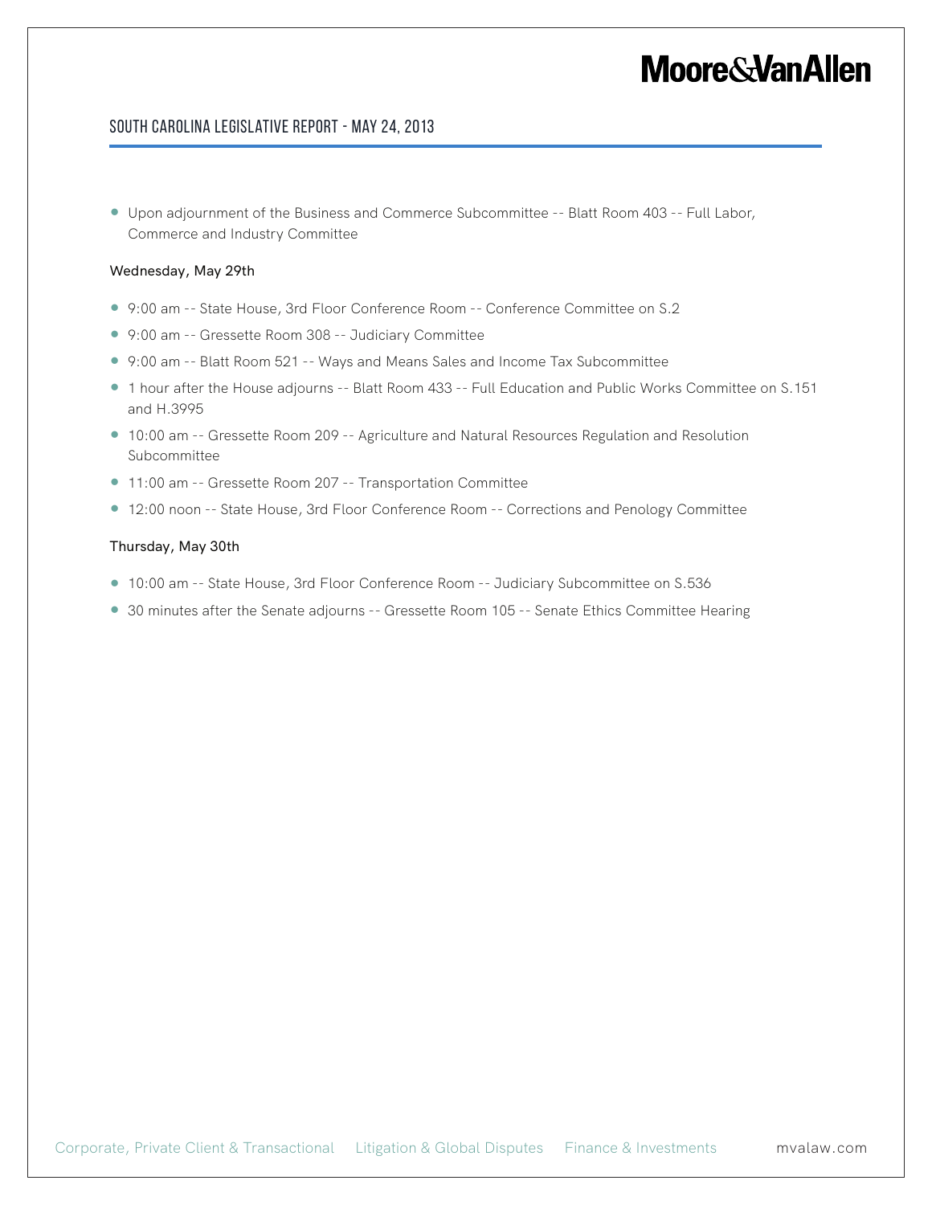- Upon adjournment of the Business and Commerce Subcommittee -- Blatt Room 403 -- Full Labor, Commerce and Industry Committee

Wednesday, May 29th

- 9:00 am -- State House, 3rd Floor Conference Room -- Conference Committee on S.2
- 9:00 am -- Gressette Room 308 -- Judiciary Committee
- 9:00 am -- Blatt Room 521 -- Ways and Means Sales and Income Tax Subcommittee
- 1 hour after the House adjourns -- Blatt Room 433 -- Full Education and Public Works Committee on S.151 and H.3995
- 10:00 am -- Gressette Room 209 -- Agriculture and Natural Resources Regulation and Resolution Subcommittee
- 11:00 am -- Gressette Room 207 -- Transportation Committee
- 12:00 noon -- State House, 3rd Floor Conference Room -- Corrections and Penology Committee

Thursday, May 30th

- 10:00 am -- State House, 3rd Floor Conference Room -- Judiciary Subcommittee on S.536
- 30 minutes after the Senate adjourns -- Gressette Room 105 -- Senate Ethics Committee Hearing